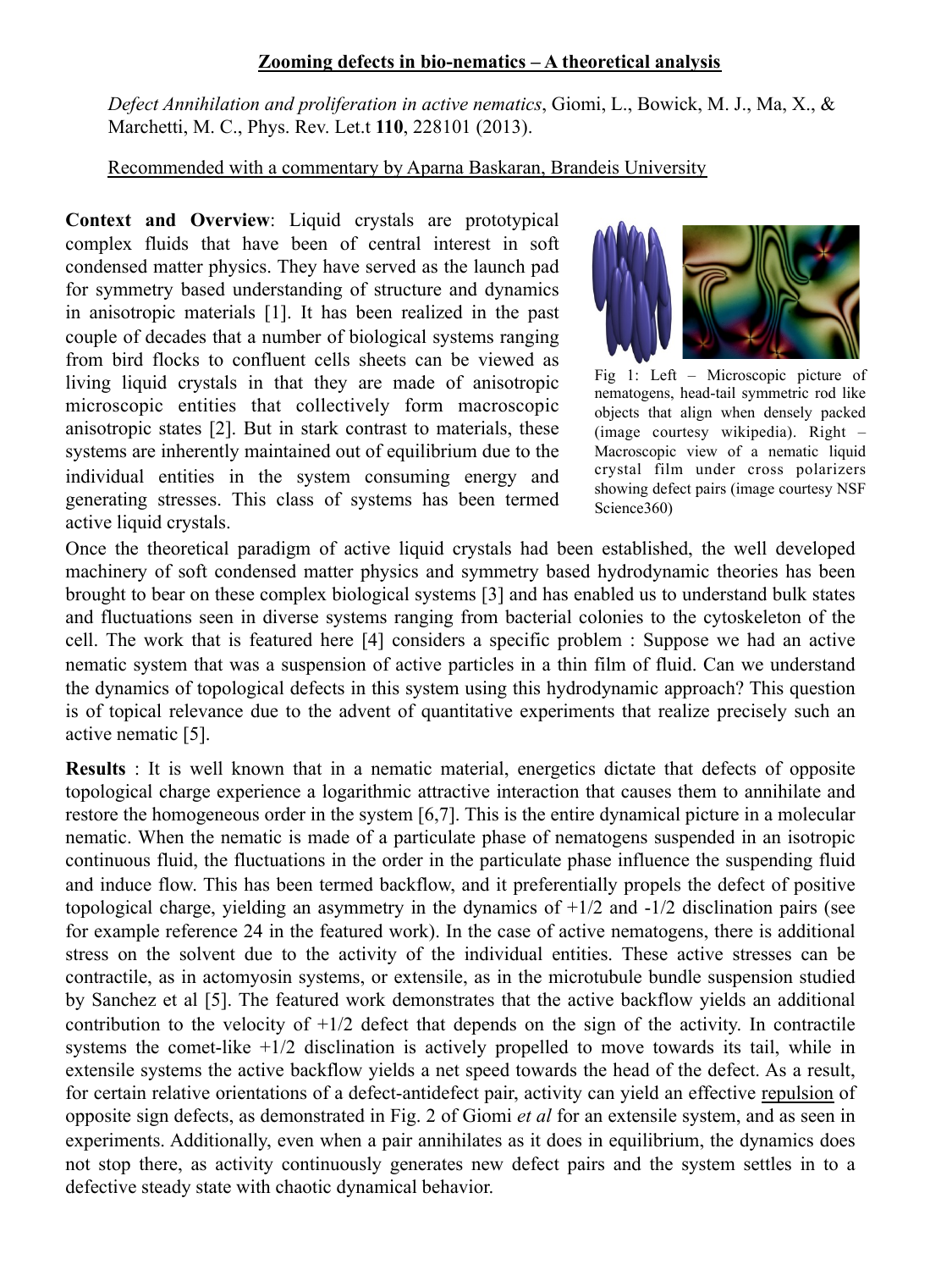# Zooming defects in bio-nematics – A theoretical analysis

*Defect Annihilation and proliferation in active nematics*, Giomi, L., Bowick, M. J., Ma, X., & Marchetti, M. C., Phys. Rev. Let.t **110**, 228101 (2013).

Recommended with a commentary by Aparna Baskaran, Brandeis University

**Context and Overview**: Liquid crystals are prototypical complex fluids that have been of central interest in soft condensed matter physics. They have served as the launch pad for symmetry based understanding of structure and dynamics in anisotropic materials [1]. It has been realized in the past couple of decades that a number of biological systems ranging from bird flocks to confluent cells sheets can be viewed as living liquid crystals in that they are made of anisotropic microscopic entities that collectively form macroscopic anisotropic states [2]. But in stark contrast to materials, these systems are inherently maintained out of equilibrium due to the individual entities in the system consuming energy and generating stresses. This class of systems has been termed active liquid crystals.

Fig 1: Left – Microscopic picture of nematogens, head-tail symmetric rod like objects that align when densely packed (image courtesy wikipedia). Right – Macroscopic view of a nematic liquid crystal film under cross polarizers showing defect pairs (image courtesy NSF Science360)

Once the theoretical paradigm of active liquid crystals had been established, the well developed machinery of soft condensed matter physics and symmetry based hydrodynamic theories has been brought to bear on these complex biological systems [3] and has enabled us to understand bulk states and fluctuations seen in diverse systems ranging from bacterial colonies to the cytoskeleton of the cell. The work that is featured here [4] considers a specific problem : Suppose we had an active nematic system that was a suspension of active particles in a thin film of fluid. Can we understand the dynamics of topological defects in this system using this hydrodynamic approach? This question is of topical relevance due to the advent of quantitative experiments that realize precisely such an active nematic [5].

**Results** : It is well known that in a nematic material, energetics dictate that defects of opposite topological charge experience a logarithmic attractive interaction that causes them to annihilate and restore the homogeneous order in the system [6,7]. This is the entire dynamical picture in a molecular nematic. When the nematic is made of a particulate phase of nematogens suspended in an isotropic continuous fluid, the fluctuations in the order in the particulate phase influence the suspending fluid and induce flow. This has been termed backflow, and it preferentially propels the defect of positive topological charge, yielding an asymmetry in the dynamics of +1/2 and -1/2 disclination pairs (see for example reference 24 in the featured work). In the case of active nematogens, there is additional stress on the solvent due to the activity of the individual entities. These active stresses can be contractile, as in actomyosin systems, or extensile, as in the microtubule bundle suspension studied by Sanchez et al [5]. The featured work demonstrates that the active backflow yields an additional contribution to the velocity of +1/2 defect that depends on the sign of the activity. In contractile systems the comet-like +1/2 disclination is actively propelled to move towards its tail, while in extensile systems the active backflow yields a net speed towards the head of the defect. As a result, for certain relative orientations of a defect-antidefect pair, activity can yield an effective repulsion of opposite sign defects, as demonstrated in Fig. 2 of Giomi *et al* for an extensile system, and as seen in experiments. Additionally, even when a pair annihilates as it does in equilibrium, the dynamics does not stop there, as activity continuously generates new defect pairs and the system settles in to a defective steady state with chaotic dynamical behavior.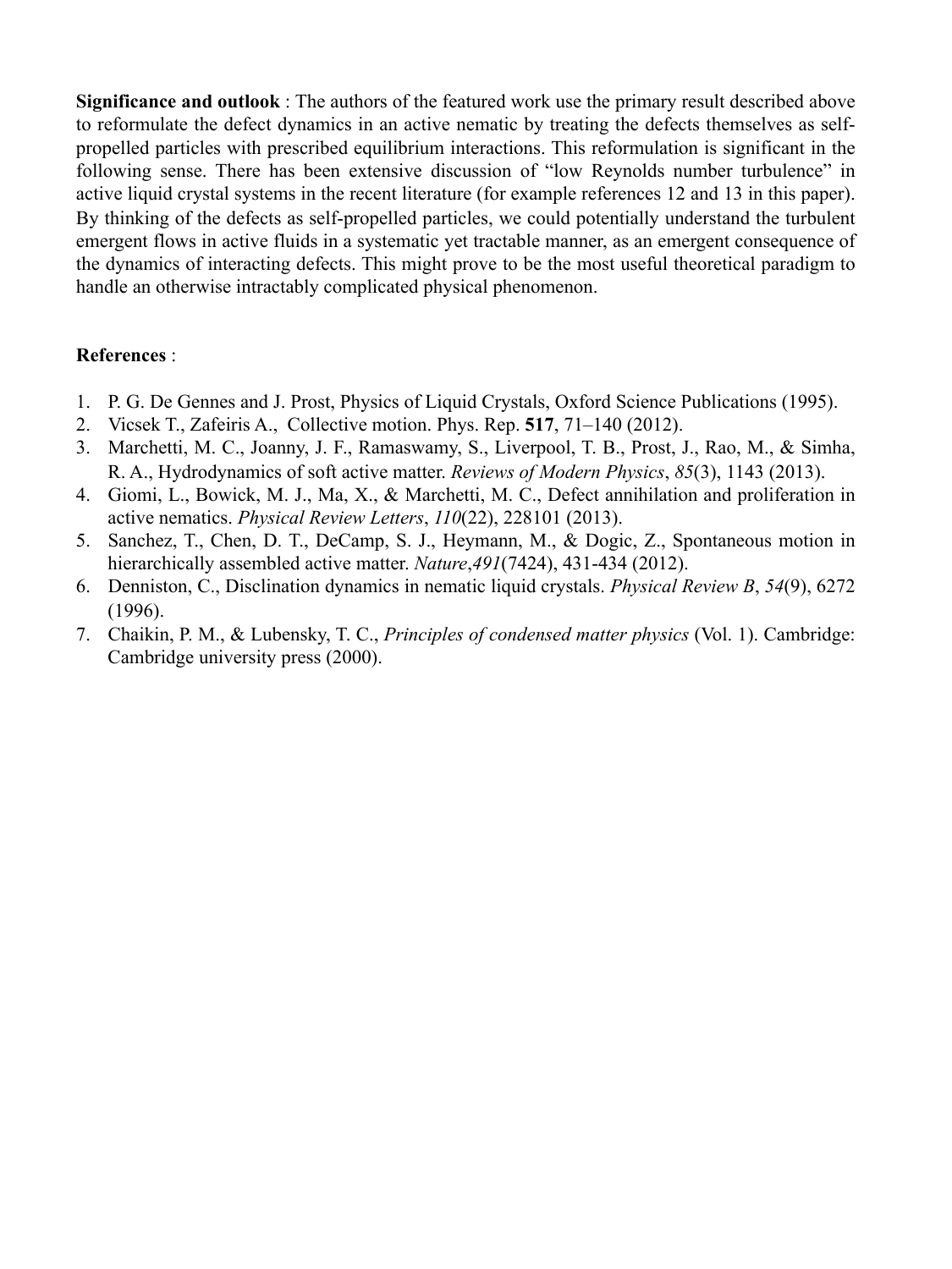**Significance and outlook** : The authors of the featured work use the primary result described above to reformulate the defect dynamics in an active nematic by treating the defects themselves as self-propelled particles with prescribed equilibrium interactions. This reformulation is significant in the following sense. There has been extensive discussion of "low Reynolds number turbulence" in active liquid crystal systems in the recent literature (for example references 12 and 13 in this paper). By thinking of the defects as self-propelled particles, we could potentially understand the turbulent emergent flows in active fluids in a systematic yet tractable manner, as an emergent consequence of the dynamics of interacting defects. This might prove to be the most useful theoretical paradigm to handle an otherwise intractably complicated physical phenomenon.

**References** :

1. P. G. De Gennes and J. Prost, Physics of Liquid Crystals, Oxford Science Publications (1995).
2. Vicsek T., Zafeiris A., Collective motion. Phys. Rep. **517**, 71–140 (2012).
3. Marchetti, M. C., Joanny, J. F., Ramaswamy, S., Liverpool, T. B., Prost, J., Rao, M., & Simha, R. A., Hydrodynamics of soft active matter. *Reviews of Modern Physics*, *85*(3), 1143 (2013).
4. Giomi, L., Bowick, M. J., Ma, X., & Marchetti, M. C., Defect annihilation and proliferation in active nematics. *Physical Review Letters*, *110*(22), 228101 (2013).
5. Sanchez, T., Chen, D. T., DeCamp, S. J., Heymann, M., & Dogic, Z., Spontaneous motion in hierarchically assembled active matter. *Nature*,*491*(7424), 431-434 (2012).
6. Denniston, C., Disclination dynamics in nematic liquid crystals. *Physical Review B*, *54*(9), 6272 (1996).
7. Chaikin, P. M., & Lubensky, T. C., *Principles of condensed matter physics* (Vol. 1). Cambridge: Cambridge university press (2000).